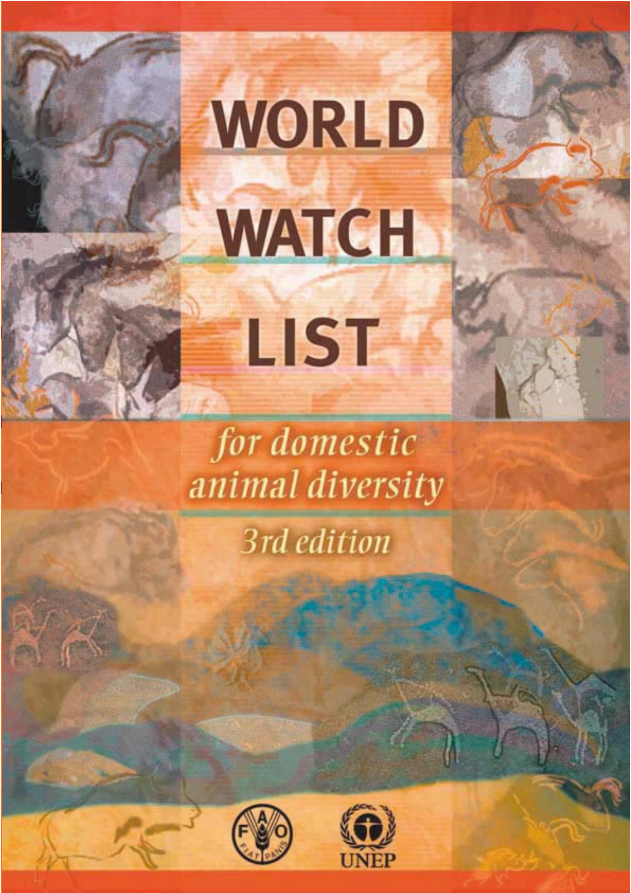# WORLD WATCH LIST

*for domestic animal diversity*

*3rd edition*

UNEP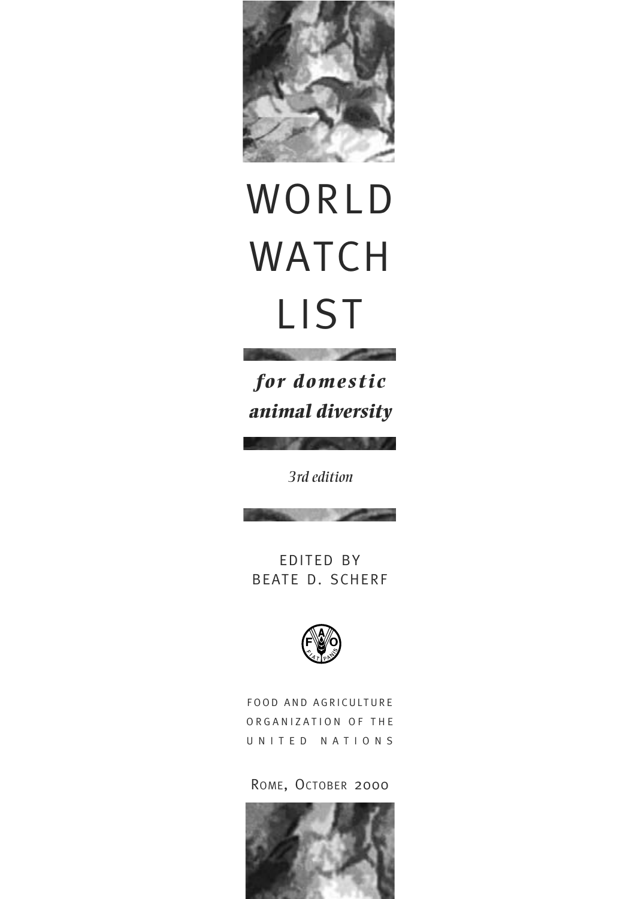# WORLD WATCH LIST

***for domestic animal diversity***

*3rd edition*

EDITED BY
BEATE D. SCHERF

FOOD AND AGRICULTURE
ORGANIZATION OF THE
UNITED NATIONS

ROME, OCTOBER 2000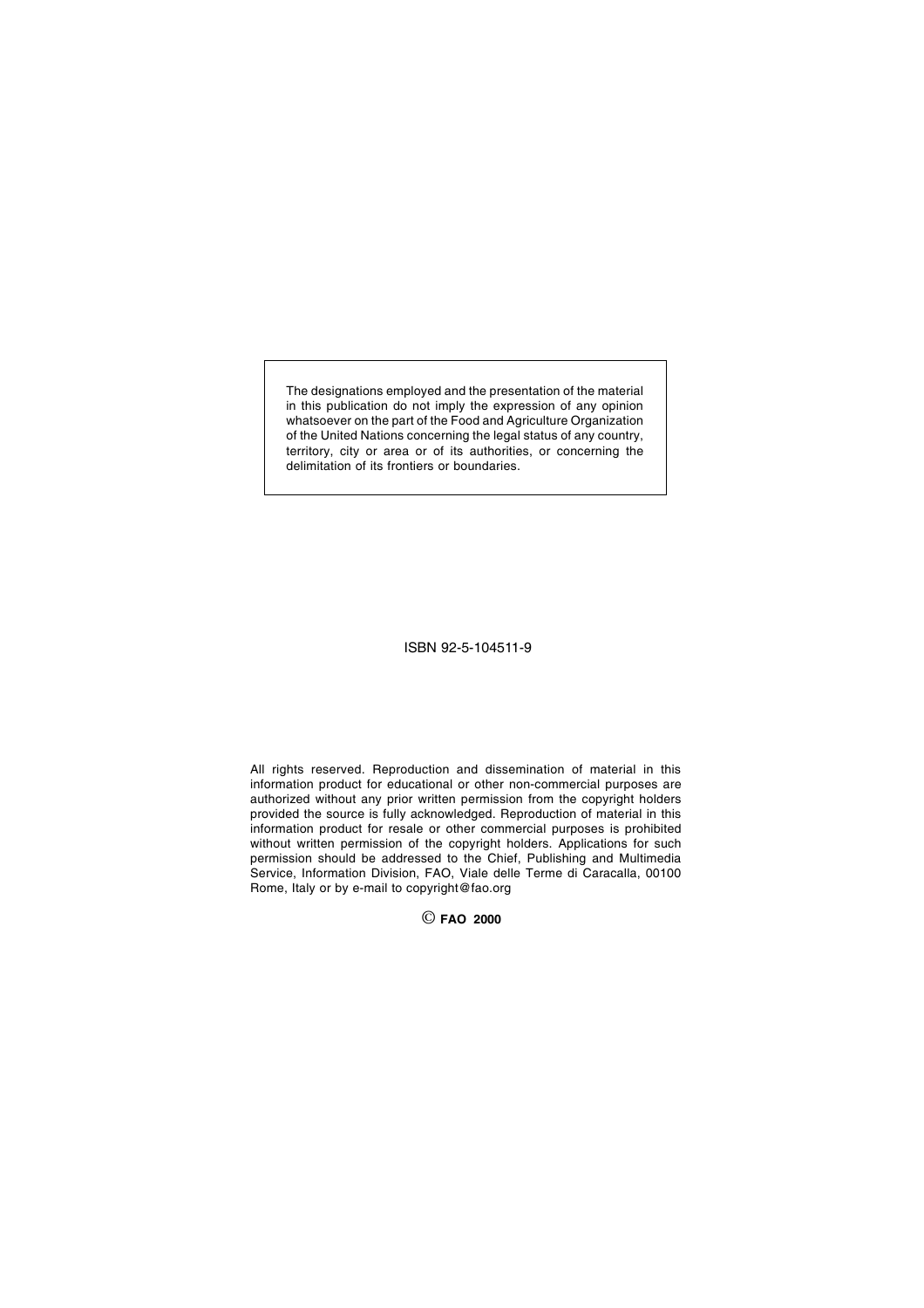The designations employed and the presentation of the material in this publication do not imply the expression of any opinion whatsoever on the part of the Food and Agriculture Organization of the United Nations concerning the legal status of any country, territory, city or area or of its authorities, or concerning the delimitation of its frontiers or boundaries.

ISBN 92-5-104511-9

All rights reserved. Reproduction and dissemination of material in this information product for educational or other non-commercial purposes are authorized without any prior written permission from the copyright holders provided the source is fully acknowledged. Reproduction of material in this information product for resale or other commercial purposes is prohibited without written permission of the copyright holders. Applications for such permission should be addressed to the Chief, Publishing and Multimedia Service, Information Division, FAO, Viale delle Terme di Caracalla, 00100 Rome, Italy or by e-mail to copyright@fao.org

© **FAO 2000**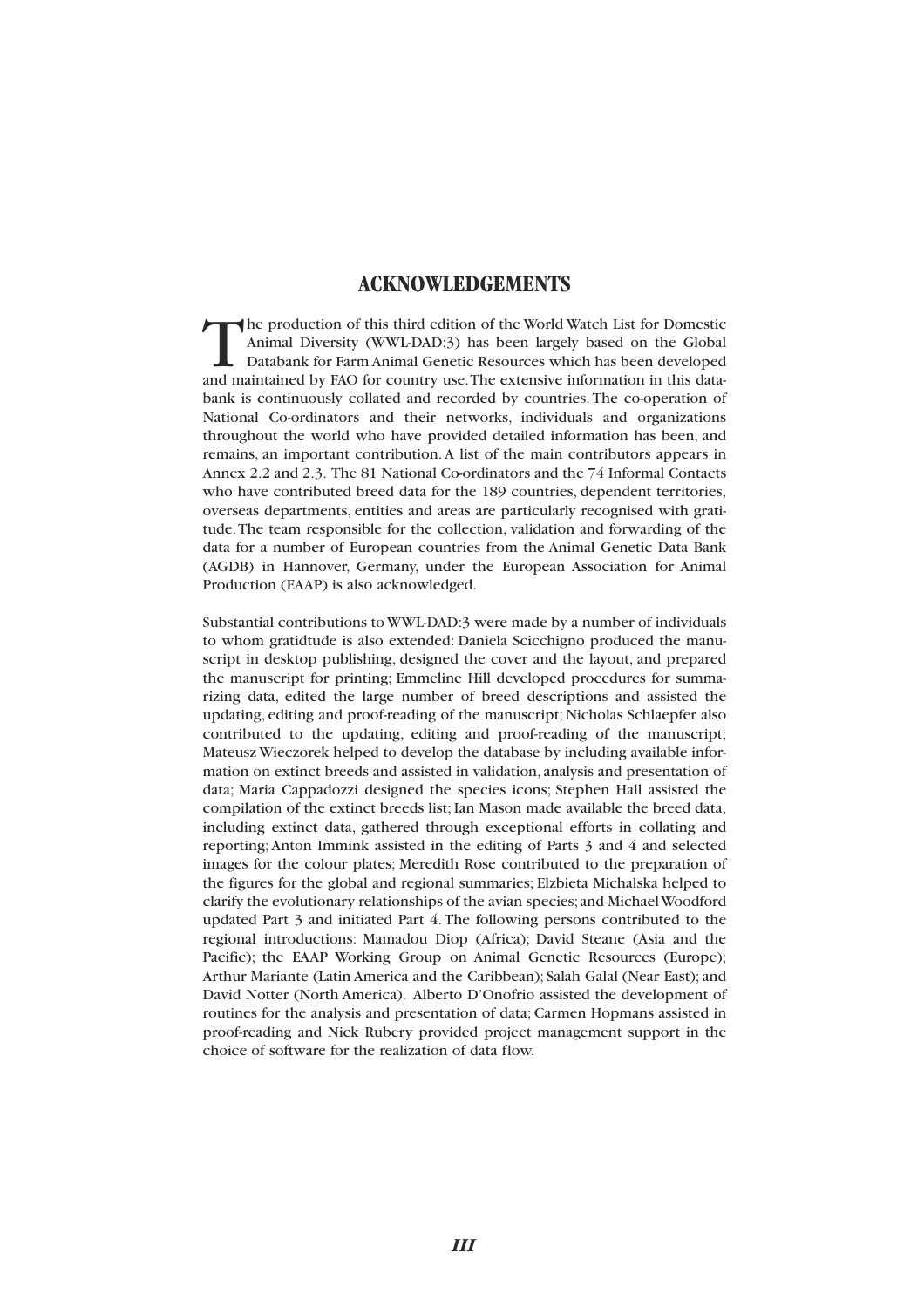# ACKNOWLEDGEMENTS

The production of this third edition of the World Watch List for Domestic Animal Diversity (WWL-DAD:3) has been largely based on the Global Databank for Farm Animal Genetic Resources which has been developed and maintained by FAO for country use. The extensive information in this databank is continuously collated and recorded by countries. The co-operation of National Co-ordinators and their networks, individuals and organizations throughout the world who have provided detailed information has been, and remains, an important contribution. A list of the main contributors appears in Annex 2.2 and 2.3. The 81 National Co-ordinators and the 74 Informal Contacts who have contributed breed data for the 189 countries, dependent territories, overseas departments, entities and areas are particularly recognised with gratitude. The team responsible for the collection, validation and forwarding of the data for a number of European countries from the Animal Genetic Data Bank (AGDB) in Hannover, Germany, under the European Association for Animal Production (EAAP) is also acknowledged.

Substantial contributions to WWL-DAD:3 were made by a number of individuals to whom gratidtude is also extended: Daniela Scicchigno produced the manuscript in desktop publishing, designed the cover and the layout, and prepared the manuscript for printing; Emmeline Hill developed procedures for summarizing data, edited the large number of breed descriptions and assisted the updating, editing and proof-reading of the manuscript; Nicholas Schlaepfer also contributed to the updating, editing and proof-reading of the manuscript; Mateusz Wieczorek helped to develop the database by including available information on extinct breeds and assisted in validation, analysis and presentation of data; Maria Cappadozzi designed the species icons; Stephen Hall assisted the compilation of the extinct breeds list; Ian Mason made available the breed data, including extinct data, gathered through exceptional efforts in collating and reporting; Anton Immink assisted in the editing of Parts 3 and 4 and selected images for the colour plates; Meredith Rose contributed to the preparation of the figures for the global and regional summaries; Elzbieta Michalska helped to clarify the evolutionary relationships of the avian species; and Michael Woodford updated Part 3 and initiated Part 4. The following persons contributed to the regional introductions: Mamadou Diop (Africa); David Steane (Asia and the Pacific); the EAAP Working Group on Animal Genetic Resources (Europe); Arthur Mariante (Latin America and the Caribbean); Salah Galal (Near East); and David Notter (North America). Alberto D'Onofrio assisted the development of routines for the analysis and presentation of data; Carmen Hopmans assisted in proof-reading and Nick Rubery provided project management support in the choice of software for the realization of data flow.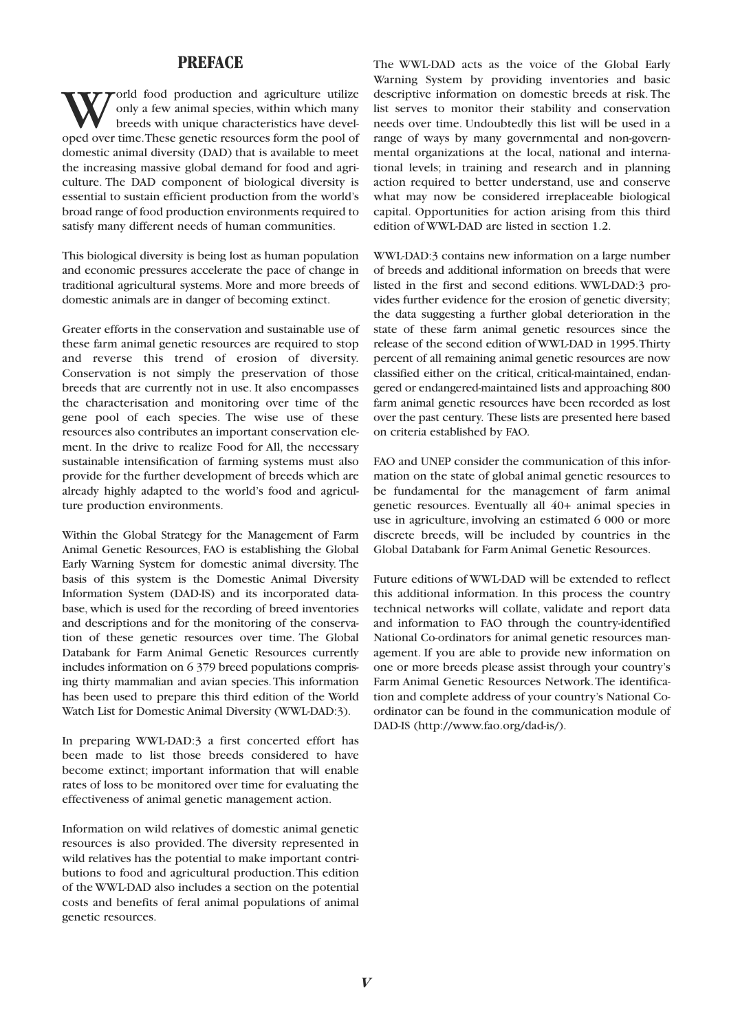# PREFACE

World food production and agriculture utilize only a few animal species, within which many breeds with unique characteristics have developed over time. These genetic resources form the pool of domestic animal diversity (DAD) that is available to meet the increasing massive global demand for food and agriculture. The DAD component of biological diversity is essential to sustain efficient production from the world's broad range of food production environments required to satisfy many different needs of human communities.

This biological diversity is being lost as human population and economic pressures accelerate the pace of change in traditional agricultural systems. More and more breeds of domestic animals are in danger of becoming extinct.

Greater efforts in the conservation and sustainable use of these farm animal genetic resources are required to stop and reverse this trend of erosion of diversity. Conservation is not simply the preservation of those breeds that are currently not in use. It also encompasses the characterisation and monitoring over time of the gene pool of each species. The wise use of these resources also contributes an important conservation element. In the drive to realize Food for All, the necessary sustainable intensification of farming systems must also provide for the further development of breeds which are already highly adapted to the world's food and agriculture production environments.

Within the Global Strategy for the Management of Farm Animal Genetic Resources, FAO is establishing the Global Early Warning System for domestic animal diversity. The basis of this system is the Domestic Animal Diversity Information System (DAD-IS) and its incorporated database, which is used for the recording of breed inventories and descriptions and for the monitoring of the conservation of these genetic resources over time. The Global Databank for Farm Animal Genetic Resources currently includes information on 6 379 breed populations comprising thirty mammalian and avian species. This information has been used to prepare this third edition of the World Watch List for Domestic Animal Diversity (WWL-DAD:3).

In preparing WWL-DAD:3 a first concerted effort has been made to list those breeds considered to have become extinct; important information that will enable rates of loss to be monitored over time for evaluating the effectiveness of animal genetic management action.

Information on wild relatives of domestic animal genetic resources is also provided. The diversity represented in wild relatives has the potential to make important contributions to food and agricultural production. This edition of the WWL-DAD also includes a section on the potential costs and benefits of feral animal populations of animal genetic resources.

The WWL-DAD acts as the voice of the Global Early Warning System by providing inventories and basic descriptive information on domestic breeds at risk. The list serves to monitor their stability and conservation needs over time. Undoubtedly this list will be used in a range of ways by many governmental and non-governmental organizations at the local, national and international levels; in training and research and in planning action required to better understand, use and conserve what may now be considered irreplaceable biological capital. Opportunities for action arising from this third edition of WWL-DAD are listed in section 1.2.

WWL-DAD:3 contains new information on a large number of breeds and additional information on breeds that were listed in the first and second editions. WWL-DAD:3 provides further evidence for the erosion of genetic diversity; the data suggesting a further global deterioration in the state of these farm animal genetic resources since the release of the second edition of WWL-DAD in 1995. Thirty percent of all remaining animal genetic resources are now classified either on the critical, critical-maintained, endangered or endangered-maintained lists and approaching 800 farm animal genetic resources have been recorded as lost over the past century. These lists are presented here based on criteria established by FAO.

FAO and UNEP consider the communication of this information on the state of global animal genetic resources to be fundamental for the management of farm animal genetic resources. Eventually all 40+ animal species in use in agriculture, involving an estimated 6 000 or more discrete breeds, will be included by countries in the Global Databank for Farm Animal Genetic Resources.

Future editions of WWL-DAD will be extended to reflect this additional information. In this process the country technical networks will collate, validate and report data and information to FAO through the country-identified National Co-ordinators for animal genetic resources management. If you are able to provide new information on one or more breeds please assist through your country's Farm Animal Genetic Resources Network. The identification and complete address of your country's National Co-ordinator can be found in the communication module of DAD-IS (http://www.fao.org/dad-is/).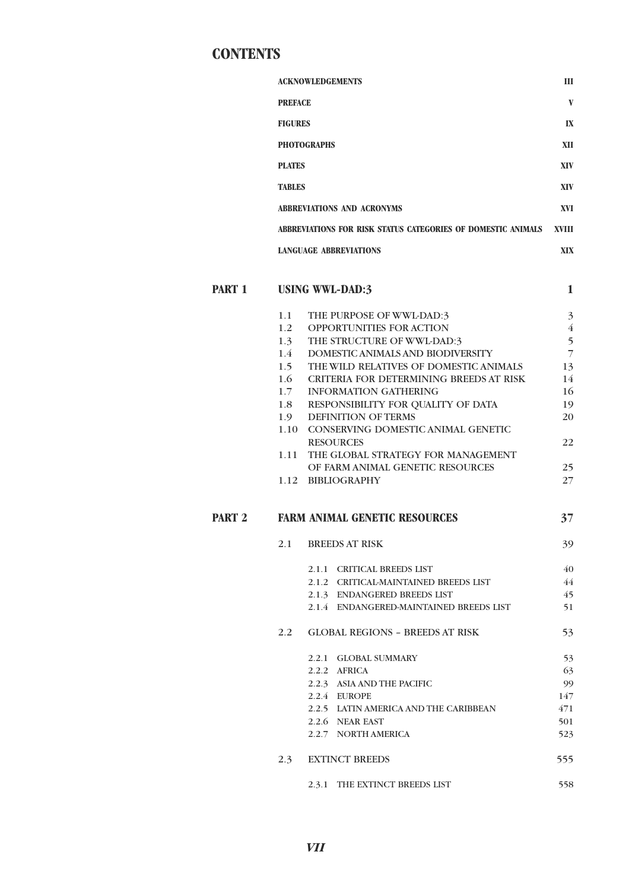# CONTENTS

| | | |
|---|---|---|
| **ACKNOWLEDGEMENTS** | | **III** |
| **PREFACE** | | **V** |
| **FIGURES** | | **IX** |
| **PHOTOGRAPHS** | | **XII** |
| **PLATES** | | **XIV** |
| **TABLES** | | **XIV** |
| **ABBREVIATIONS AND ACRONYMS** | | **XVI** |
| **ABBREVIATIONS FOR RISK STATUS CATEGORIES OF DOMESTIC ANIMALS** | | **XVIII** |
| **LANGUAGE ABBREVIATIONS** | | **XIX** |

## PART 1 USING WWL-DAD:3 — 1

| | | |
|---|---|---|
| 1.1 | THE PURPOSE OF WWL-DAD:3 | 3 |
| 1.2 | OPPORTUNITIES FOR ACTION | 4 |
| 1.3 | THE STRUCTURE OF WWL-DAD:3 | 5 |
| 1.4 | DOMESTIC ANIMALS AND BIODIVERSITY | 7 |
| 1.5 | THE WILD RELATIVES OF DOMESTIC ANIMALS | 13 |
| 1.6 | CRITERIA FOR DETERMINING BREEDS AT RISK | 14 |
| 1.7 | INFORMATION GATHERING | 16 |
| 1.8 | RESPONSIBILITY FOR QUALITY OF DATA | 19 |
| 1.9 | DEFINITION OF TERMS | 20 |
| 1.10 | CONSERVING DOMESTIC ANIMAL GENETIC RESOURCES | 22 |
| 1.11 | THE GLOBAL STRATEGY FOR MANAGEMENT OF FARM ANIMAL GENETIC RESOURCES | 25 |
| 1.12 | BIBLIOGRAPHY | 27 |

## PART 2 FARM ANIMAL GENETIC RESOURCES — 37

| | | |
|---|---|---|
| 2.1 | BREEDS AT RISK | 39 |
| 2.1.1 | CRITICAL BREEDS LIST | 40 |
| 2.1.2 | CRITICAL-MAINTAINED BREEDS LIST | 44 |
| 2.1.3 | ENDANGERED BREEDS LIST | 45 |
| 2.1.4 | ENDANGERED-MAINTAINED BREEDS LIST | 51 |
| 2.2 | GLOBAL REGIONS – BREEDS AT RISK | 53 |
| 2.2.1 | GLOBAL SUMMARY | 53 |
| 2.2.2 | AFRICA | 63 |
| 2.2.3 | ASIA AND THE PACIFIC | 99 |
| 2.2.4 | EUROPE | 147 |
| 2.2.5 | LATIN AMERICA AND THE CARIBBEAN | 471 |
| 2.2.6 | NEAR EAST | 501 |
| 2.2.7 | NORTH AMERICA | 523 |
| 2.3 | EXTINCT BREEDS | 555 |
| 2.3.1 | THE EXTINCT BREEDS LIST | 558 |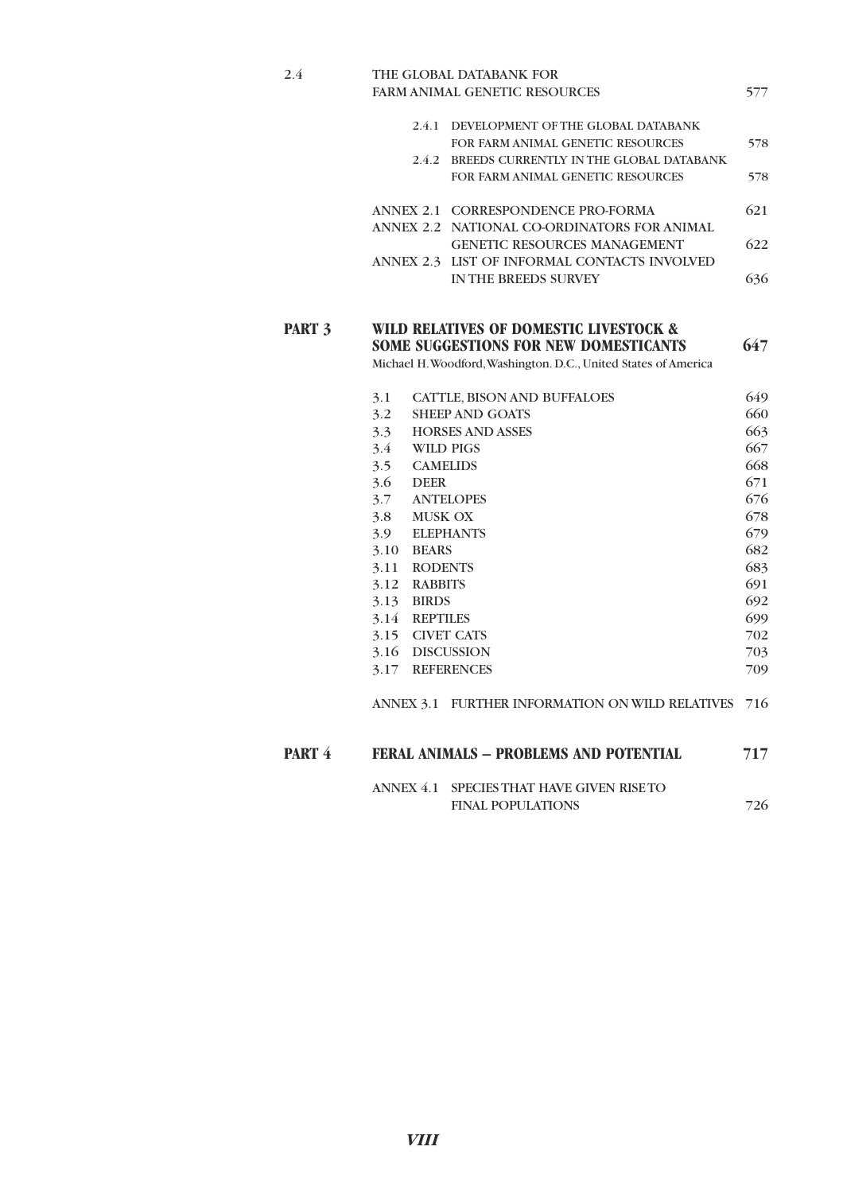| | | |
|---|---|---|
| 2.4 | THE GLOBAL DATABANK FOR FARM ANIMAL GENETIC RESOURCES | 577 |
| | 2.4.1 DEVELOPMENT OF THE GLOBAL DATABANK FOR FARM ANIMAL GENETIC RESOURCES | 578 |
| | 2.4.2 BREEDS CURRENTLY IN THE GLOBAL DATABANK FOR FARM ANIMAL GENETIC RESOURCES | 578 |
| | ANNEX 2.1 CORRESPONDENCE PRO-FORMA | 621 |
| | ANNEX 2.2 NATIONAL CO-ORDINATORS FOR ANIMAL GENETIC RESOURCES MANAGEMENT | 622 |
| | ANNEX 2.3 LIST OF INFORMAL CONTACTS INVOLVED IN THE BREEDS SURVEY | 636 |
| **PART 3** | **WILD RELATIVES OF DOMESTIC LIVESTOCK & SOME SUGGESTIONS FOR NEW DOMESTICANTS** | **647** |
| | Michael H. Woodford, Washington. D.C., United States of America | |
| | 3.1 CATTLE, BISON AND BUFFALOES | 649 |
| | 3.2 SHEEP AND GOATS | 660 |
| | 3.3 HORSES AND ASSES | 663 |
| | 3.4 WILD PIGS | 667 |
| | 3.5 CAMELIDS | 668 |
| | 3.6 DEER | 671 |
| | 3.7 ANTELOPES | 676 |
| | 3.8 MUSK OX | 678 |
| | 3.9 ELEPHANTS | 679 |
| | 3.10 BEARS | 682 |
| | 3.11 RODENTS | 683 |
| | 3.12 RABBITS | 691 |
| | 3.13 BIRDS | 692 |
| | 3.14 REPTILES | 699 |
| | 3.15 CIVET CATS | 702 |
| | 3.16 DISCUSSION | 703 |
| | 3.17 REFERENCES | 709 |
| | ANNEX 3.1 FURTHER INFORMATION ON WILD RELATIVES | 716 |
| **PART 4** | **FERAL ANIMALS – PROBLEMS AND POTENTIAL** | **717** |
| | ANNEX 4.1 SPECIES THAT HAVE GIVEN RISE TO FINAL POPULATIONS | 726 |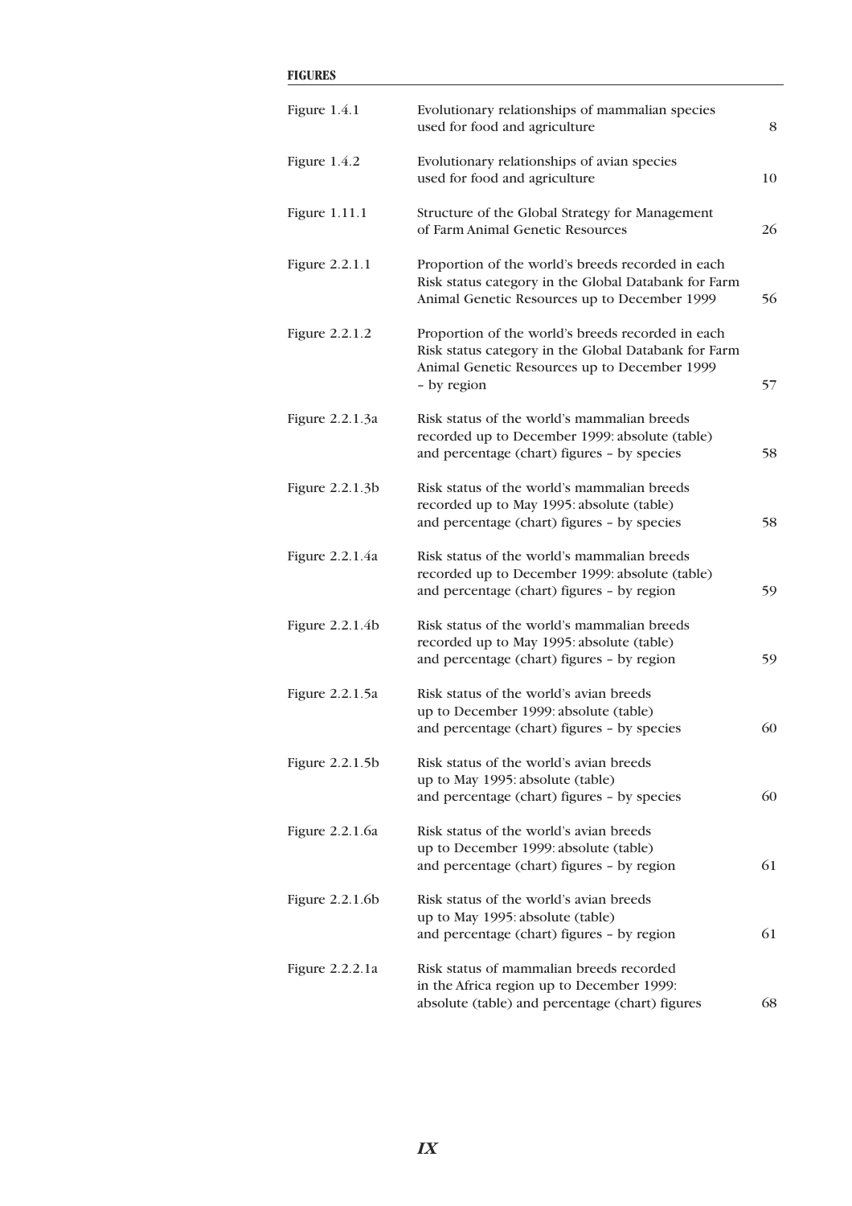**FIGURES**

| | | |
|---|---|---|
| Figure 1.4.1 | Evolutionary relationships of mammalian species used for food and agriculture | 8 |
| Figure 1.4.2 | Evolutionary relationships of avian species used for food and agriculture | 10 |
| Figure 1.11.1 | Structure of the Global Strategy for Management of Farm Animal Genetic Resources | 26 |
| Figure 2.2.1.1 | Proportion of the world's breeds recorded in each Risk status category in the Global Databank for Farm Animal Genetic Resources up to December 1999 | 56 |
| Figure 2.2.1.2 | Proportion of the world's breeds recorded in each Risk status category in the Global Databank for Farm Animal Genetic Resources up to December 1999 – by region | 57 |
| Figure 2.2.1.3a | Risk status of the world's mammalian breeds recorded up to December 1999: absolute (table) and percentage (chart) figures – by species | 58 |
| Figure 2.2.1.3b | Risk status of the world's mammalian breeds recorded up to May 1995: absolute (table) and percentage (chart) figures – by species | 58 |
| Figure 2.2.1.4a | Risk status of the world's mammalian breeds recorded up to December 1999: absolute (table) and percentage (chart) figures – by region | 59 |
| Figure 2.2.1.4b | Risk status of the world's mammalian breeds recorded up to May 1995: absolute (table) and percentage (chart) figures – by region | 59 |
| Figure 2.2.1.5a | Risk status of the world's avian breeds up to December 1999: absolute (table) and percentage (chart) figures – by species | 60 |
| Figure 2.2.1.5b | Risk status of the world's avian breeds up to May 1995: absolute (table) and percentage (chart) figures – by species | 60 |
| Figure 2.2.1.6a | Risk status of the world's avian breeds up to December 1999: absolute (table) and percentage (chart) figures – by region | 61 |
| Figure 2.2.1.6b | Risk status of the world's avian breeds up to May 1995: absolute (table) and percentage (chart) figures – by region | 61 |
| Figure 2.2.2.1a | Risk status of mammalian breeds recorded in the Africa region up to December 1999: absolute (table) and percentage (chart) figures | 68 |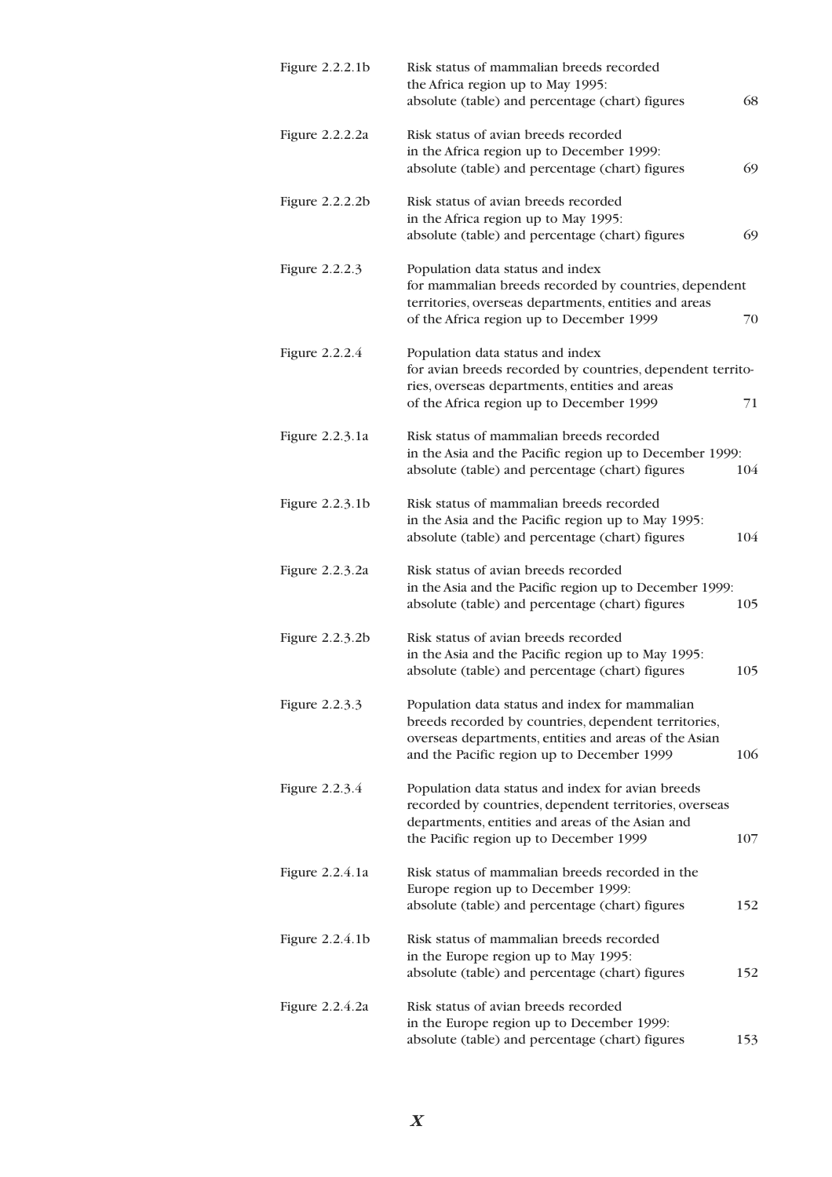| | | |
|---|---|---|
| Figure 2.2.2.1b | Risk status of mammalian breeds recorded the Africa region up to May 1995: absolute (table) and percentage (chart) figures | 68 |
| Figure 2.2.2.2a | Risk status of avian breeds recorded in the Africa region up to December 1999: absolute (table) and percentage (chart) figures | 69 |
| Figure 2.2.2.2b | Risk status of avian breeds recorded in the Africa region up to May 1995: absolute (table) and percentage (chart) figures | 69 |
| Figure 2.2.2.3 | Population data status and index for mammalian breeds recorded by countries, dependent territories, overseas departments, entities and areas of the Africa region up to December 1999 | 70 |
| Figure 2.2.2.4 | Population data status and index for avian breeds recorded by countries, dependent territories, overseas departments, entities and areas of the Africa region up to December 1999 | 71 |
| Figure 2.2.3.1a | Risk status of mammalian breeds recorded in the Asia and the Pacific region up to December 1999: absolute (table) and percentage (chart) figures | 104 |
| Figure 2.2.3.1b | Risk status of mammalian breeds recorded in the Asia and the Pacific region up to May 1995: absolute (table) and percentage (chart) figures | 104 |
| Figure 2.2.3.2a | Risk status of avian breeds recorded in the Asia and the Pacific region up to December 1999: absolute (table) and percentage (chart) figures | 105 |
| Figure 2.2.3.2b | Risk status of avian breeds recorded in the Asia and the Pacific region up to May 1995: absolute (table) and percentage (chart) figures | 105 |
| Figure 2.2.3.3 | Population data status and index for mammalian breeds recorded by countries, dependent territories, overseas departments, entities and areas of the Asian and the Pacific region up to December 1999 | 106 |
| Figure 2.2.3.4 | Population data status and index for avian breeds recorded by countries, dependent territories, overseas departments, entities and areas of the Asian and the Pacific region up to December 1999 | 107 |
| Figure 2.2.4.1a | Risk status of mammalian breeds recorded in the Europe region up to December 1999: absolute (table) and percentage (chart) figures | 152 |
| Figure 2.2.4.1b | Risk status of mammalian breeds recorded in the Europe region up to May 1995: absolute (table) and percentage (chart) figures | 152 |
| Figure 2.2.4.2a | Risk status of avian breeds recorded in the Europe region up to December 1999: absolute (table) and percentage (chart) figures | 153 |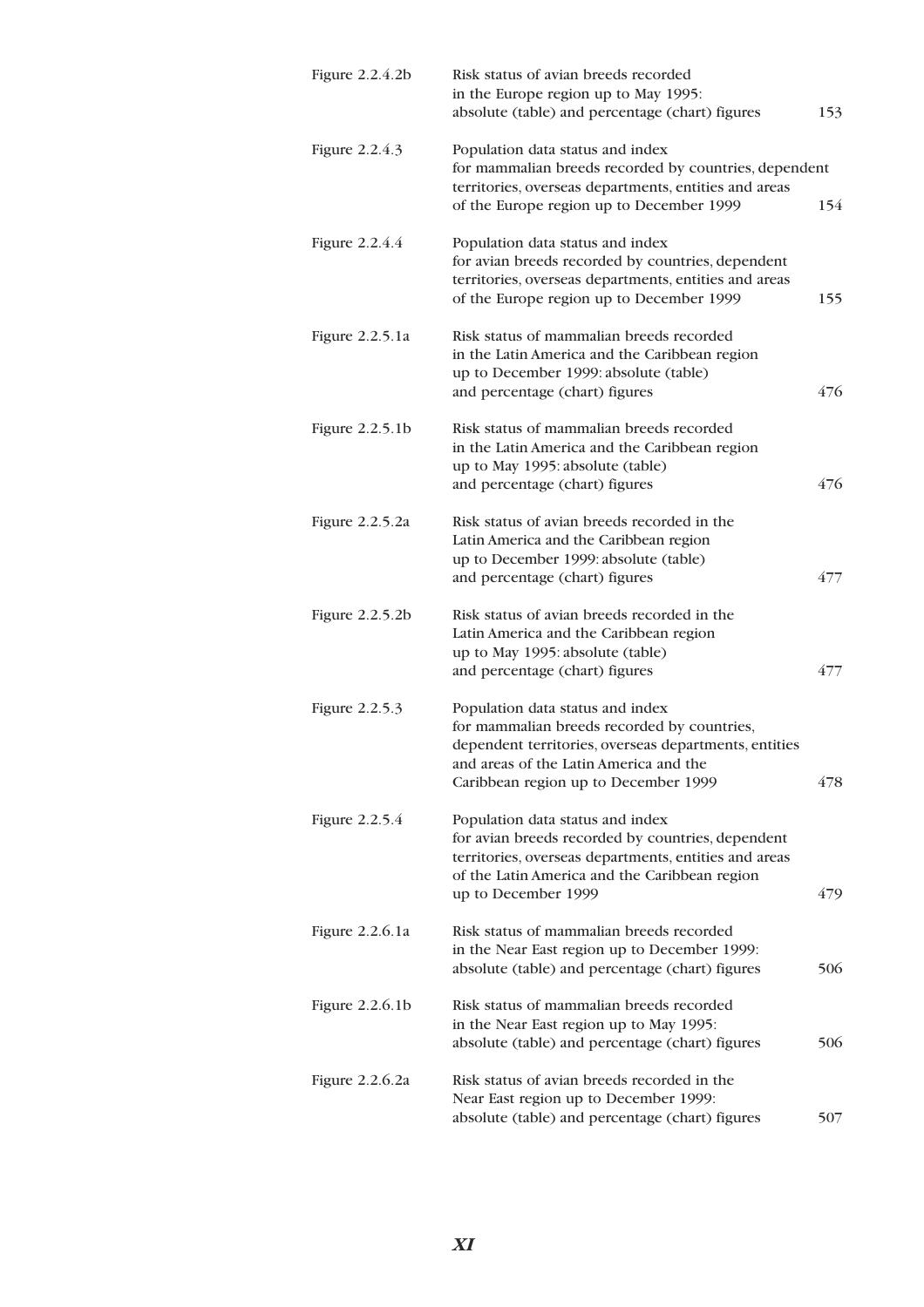| | | |
|---|---|---|
| Figure 2.2.4.2b | Risk status of avian breeds recorded in the Europe region up to May 1995: absolute (table) and percentage (chart) figures | 153 |
| Figure 2.2.4.3 | Population data status and index for mammalian breeds recorded by countries, dependent territories, overseas departments, entities and areas of the Europe region up to December 1999 | 154 |
| Figure 2.2.4.4 | Population data status and index for avian breeds recorded by countries, dependent territories, overseas departments, entities and areas of the Europe region up to December 1999 | 155 |
| Figure 2.2.5.1a | Risk status of mammalian breeds recorded in the Latin America and the Caribbean region up to December 1999: absolute (table) and percentage (chart) figures | 476 |
| Figure 2.2.5.1b | Risk status of mammalian breeds recorded in the Latin America and the Caribbean region up to May 1995: absolute (table) and percentage (chart) figures | 476 |
| Figure 2.2.5.2a | Risk status of avian breeds recorded in the Latin America and the Caribbean region up to December 1999: absolute (table) and percentage (chart) figures | 477 |
| Figure 2.2.5.2b | Risk status of avian breeds recorded in the Latin America and the Caribbean region up to May 1995: absolute (table) and percentage (chart) figures | 477 |
| Figure 2.2.5.3 | Population data status and index for mammalian breeds recorded by countries, dependent territories, overseas departments, entities and areas of the Latin America and the Caribbean region up to December 1999 | 478 |
| Figure 2.2.5.4 | Population data status and index for avian breeds recorded by countries, dependent territories, overseas departments, entities and areas of the Latin America and the Caribbean region up to December 1999 | 479 |
| Figure 2.2.6.1a | Risk status of mammalian breeds recorded in the Near East region up to December 1999: absolute (table) and percentage (chart) figures | 506 |
| Figure 2.2.6.1b | Risk status of mammalian breeds recorded in the Near East region up to May 1995: absolute (table) and percentage (chart) figures | 506 |
| Figure 2.2.6.2a | Risk status of avian breeds recorded in the Near East region up to December 1999: absolute (table) and percentage (chart) figures | 507 |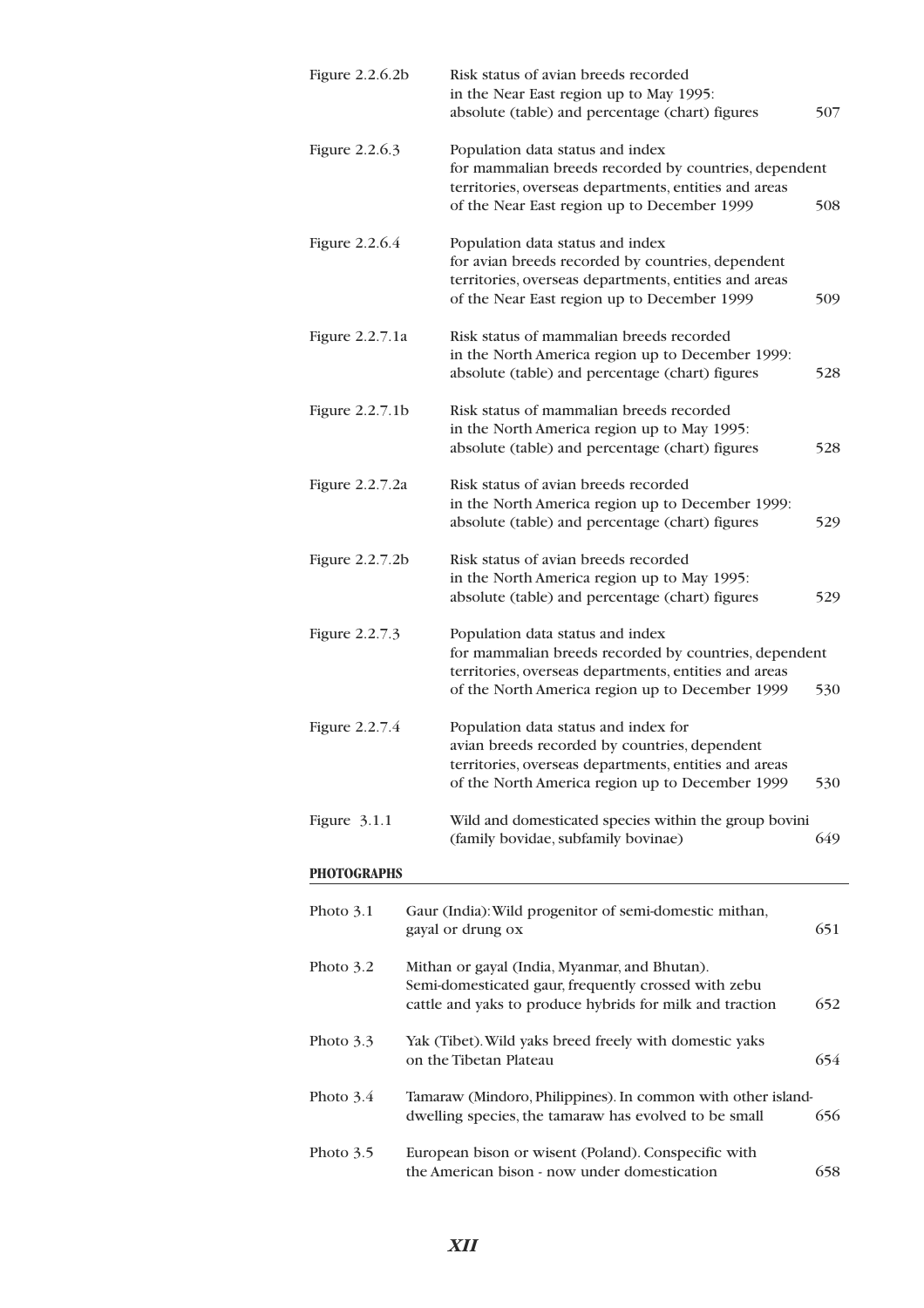| | | |
|---|---|---|
| Figure 2.2.6.2b | Risk status of avian breeds recorded in the Near East region up to May 1995: absolute (table) and percentage (chart) figures | 507 |
| Figure 2.2.6.3 | Population data status and index for mammalian breeds recorded by countries, dependent territories, overseas departments, entities and areas of the Near East region up to December 1999 | 508 |
| Figure 2.2.6.4 | Population data status and index for avian breeds recorded by countries, dependent territories, overseas departments, entities and areas of the Near East region up to December 1999 | 509 |
| Figure 2.2.7.1a | Risk status of mammalian breeds recorded in the North America region up to December 1999: absolute (table) and percentage (chart) figures | 528 |
| Figure 2.2.7.1b | Risk status of mammalian breeds recorded in the North America region up to May 1995: absolute (table) and percentage (chart) figures | 528 |
| Figure 2.2.7.2a | Risk status of avian breeds recorded in the North America region up to December 1999: absolute (table) and percentage (chart) figures | 529 |
| Figure 2.2.7.2b | Risk status of avian breeds recorded in the North America region up to May 1995: absolute (table) and percentage (chart) figures | 529 |
| Figure 2.2.7.3 | Population data status and index for mammalian breeds recorded by countries, dependent territories, overseas departments, entities and areas of the North America region up to December 1999 | 530 |
| Figure 2.2.7.4 | Population data status and index for avian breeds recorded by countries, dependent territories, overseas departments, entities and areas of the North America region up to December 1999 | 530 |
| Figure 3.1.1 | Wild and domesticated species within the group bovini (family bovidae, subfamily bovinae) | 649 |

**PHOTOGRAPHS**

| | | |
|---|---|---|
| Photo 3.1 | Gaur (India): Wild progenitor of semi-domestic mithan, gayal or drung ox | 651 |
| Photo 3.2 | Mithan or gayal (India, Myanmar, and Bhutan). Semi-domesticated gaur, frequently crossed with zebu cattle and yaks to produce hybrids for milk and traction | 652 |
| Photo 3.3 | Yak (Tibet). Wild yaks breed freely with domestic yaks on the Tibetan Plateau | 654 |
| Photo 3.4 | Tamaraw (Mindoro, Philippines). In common with other island-dwelling species, the tamaraw has evolved to be small | 656 |
| Photo 3.5 | European bison or wisent (Poland). Conspecific with the American bison - now under domestication | 658 |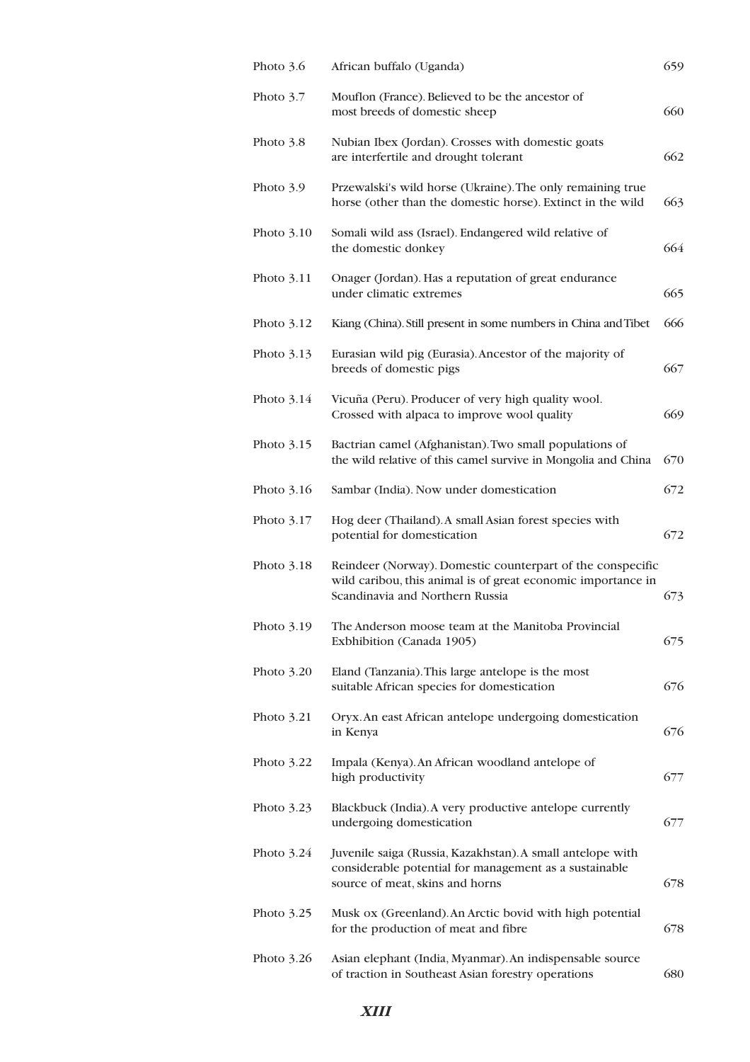| | | |
|---|---|---|
| Photo 3.6 | African buffalo (Uganda) | 659 |
| Photo 3.7 | Mouflon (France). Believed to be the ancestor of most breeds of domestic sheep | 660 |
| Photo 3.8 | Nubian Ibex (Jordan). Crosses with domestic goats are interfertile and drought tolerant | 662 |
| Photo 3.9 | Przewalski's wild horse (Ukraine). The only remaining true horse (other than the domestic horse). Extinct in the wild | 663 |
| Photo 3.10 | Somali wild ass (Israel). Endangered wild relative of the domestic donkey | 664 |
| Photo 3.11 | Onager (Jordan). Has a reputation of great endurance under climatic extremes | 665 |
| Photo 3.12 | Kiang (China). Still present in some numbers in China and Tibet | 666 |
| Photo 3.13 | Eurasian wild pig (Eurasia). Ancestor of the majority of breeds of domestic pigs | 667 |
| Photo 3.14 | Vicuña (Peru). Producer of very high quality wool. Crossed with alpaca to improve wool quality | 669 |
| Photo 3.15 | Bactrian camel (Afghanistan). Two small populations of the wild relative of this camel survive in Mongolia and China | 670 |
| Photo 3.16 | Sambar (India). Now under domestication | 672 |
| Photo 3.17 | Hog deer (Thailand). A small Asian forest species with potential for domestication | 672 |
| Photo 3.18 | Reindeer (Norway). Domestic counterpart of the conspecific wild caribou, this animal is of great economic importance in Scandinavia and Northern Russia | 673 |
| Photo 3.19 | The Anderson moose team at the Manitoba Provincial Exbhibition (Canada 1905) | 675 |
| Photo 3.20 | Eland (Tanzania). This large antelope is the most suitable African species for domestication | 676 |
| Photo 3.21 | Oryx. An east African antelope undergoing domestication in Kenya | 676 |
| Photo 3.22 | Impala (Kenya). An African woodland antelope of high productivity | 677 |
| Photo 3.23 | Blackbuck (India). A very productive antelope currently undergoing domestication | 677 |
| Photo 3.24 | Juvenile saiga (Russia, Kazakhstan). A small antelope with considerable potential for management as a sustainable source of meat, skins and horns | 678 |
| Photo 3.25 | Musk ox (Greenland). An Arctic bovid with high potential for the production of meat and fibre | 678 |
| Photo 3.26 | Asian elephant (India, Myanmar). An indispensable source of traction in Southeast Asian forestry operations | 680 |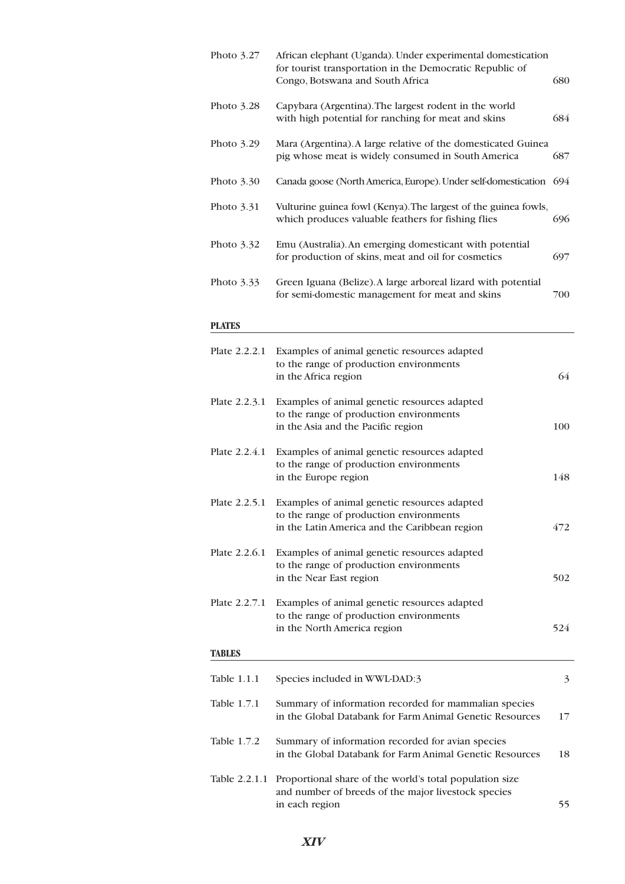| | | |
|---|---|---|
| Photo 3.27 | African elephant (Uganda). Under experimental domestication for tourist transportation in the Democratic Republic of Congo, Botswana and South Africa | 680 |
| Photo 3.28 | Capybara (Argentina). The largest rodent in the world with high potential for ranching for meat and skins | 684 |
| Photo 3.29 | Mara (Argentina). A large relative of the domesticated Guinea pig whose meat is widely consumed in South America | 687 |
| Photo 3.30 | Canada goose (North America, Europe). Under self-domestication | 694 |
| Photo 3.31 | Vulturine guinea fowl (Kenya). The largest of the guinea fowls, which produces valuable feathers for fishing flies | 696 |
| Photo 3.32 | Emu (Australia). An emerging domesticant with potential for production of skins, meat and oil for cosmetics | 697 |
| Photo 3.33 | Green Iguana (Belize). A large arboreal lizard with potential for semi-domestic management for meat and skins | 700 |

## PLATES

| | | |
|---|---|---|
| Plate 2.2.2.1 | Examples of animal genetic resources adapted to the range of production environments in the Africa region | 64 |
| Plate 2.2.3.1 | Examples of animal genetic resources adapted to the range of production environments in the Asia and the Pacific region | 100 |
| Plate 2.2.4.1 | Examples of animal genetic resources adapted to the range of production environments in the Europe region | 148 |
| Plate 2.2.5.1 | Examples of animal genetic resources adapted to the range of production environments in the Latin America and the Caribbean region | 472 |
| Plate 2.2.6.1 | Examples of animal genetic resources adapted to the range of production environments in the Near East region | 502 |
| Plate 2.2.7.1 | Examples of animal genetic resources adapted to the range of production environments in the North America region | 524 |

## TABLES

| | | |
|---|---|---|
| Table 1.1.1 | Species included in WWL-DAD:3 | 3 |
| Table 1.7.1 | Summary of information recorded for mammalian species in the Global Databank for Farm Animal Genetic Resources | 17 |
| Table 1.7.2 | Summary of information recorded for avian species in the Global Databank for Farm Animal Genetic Resources | 18 |
| Table 2.2.1.1 | Proportional share of the world's total population size and number of breeds of the major livestock species in each region | 55 |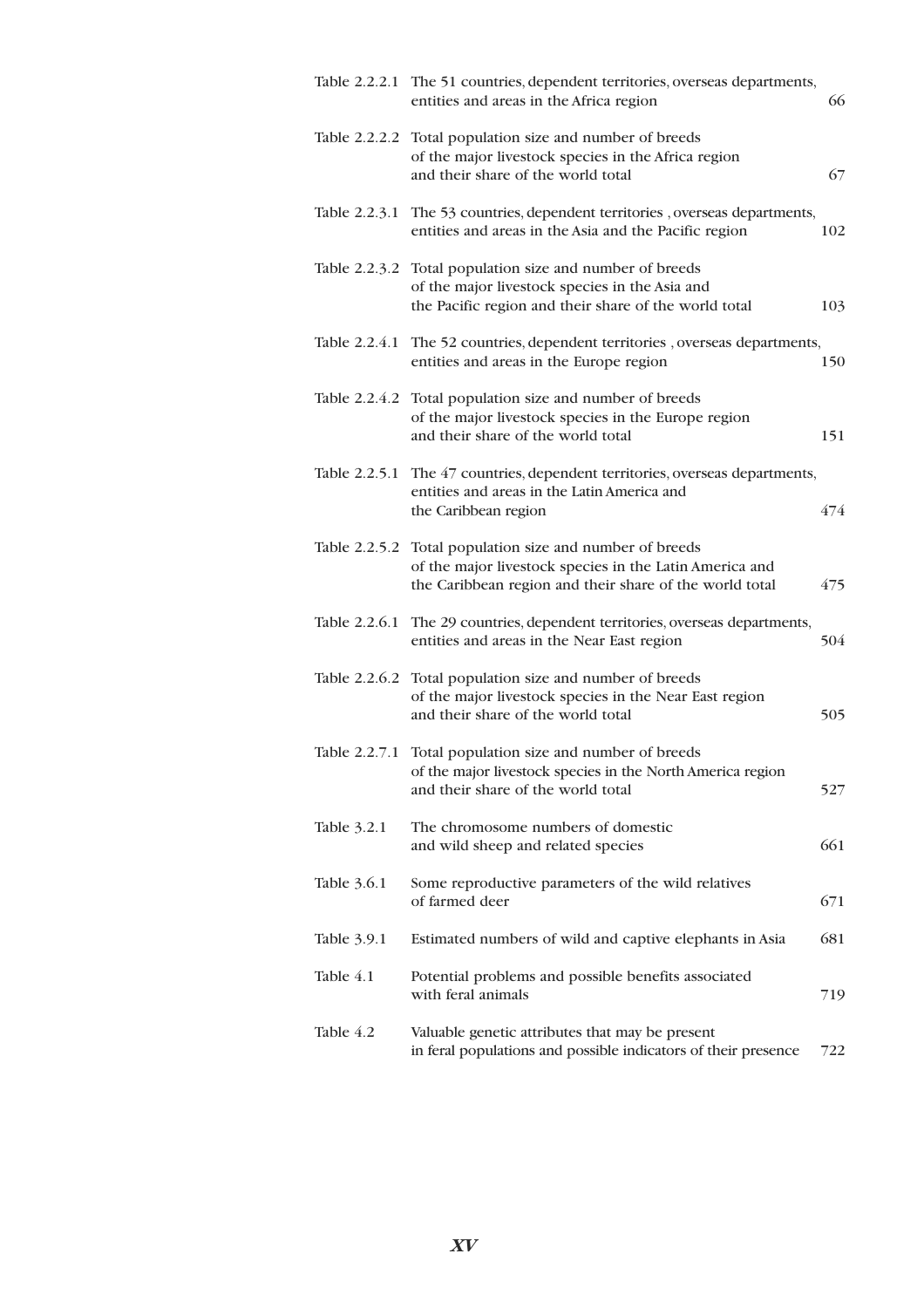| | | |
|---|---|---|
| Table 2.2.2.1 | The 51 countries, dependent territories, overseas departments, entities and areas in the Africa region | 66 |
| Table 2.2.2.2 | Total population size and number of breeds of the major livestock species in the Africa region and their share of the world total | 67 |
| Table 2.2.3.1 | The 53 countries, dependent territories , overseas departments, entities and areas in the Asia and the Pacific region | 102 |
| Table 2.2.3.2 | Total population size and number of breeds of the major livestock species in the Asia and the Pacific region and their share of the world total | 103 |
| Table 2.2.4.1 | The 52 countries, dependent territories , overseas departments, entities and areas in the Europe region | 150 |
| Table 2.2.4.2 | Total population size and number of breeds of the major livestock species in the Europe region and their share of the world total | 151 |
| Table 2.2.5.1 | The 47 countries, dependent territories, overseas departments, entities and areas in the Latin America and the Caribbean region | 474 |
| Table 2.2.5.2 | Total population size and number of breeds of the major livestock species in the Latin America and the Caribbean region and their share of the world total | 475 |
| Table 2.2.6.1 | The 29 countries, dependent territories, overseas departments, entities and areas in the Near East region | 504 |
| Table 2.2.6.2 | Total population size and number of breeds of the major livestock species in the Near East region and their share of the world total | 505 |
| Table 2.2.7.1 | Total population size and number of breeds of the major livestock species in the North America region and their share of the world total | 527 |
| Table 3.2.1 | The chromosome numbers of domestic and wild sheep and related species | 661 |
| Table 3.6.1 | Some reproductive parameters of the wild relatives of farmed deer | 671 |
| Table 3.9.1 | Estimated numbers of wild and captive elephants in Asia | 681 |
| Table 4.1 | Potential problems and possible benefits associated with feral animals | 719 |
| Table 4.2 | Valuable genetic attributes that may be present in feral populations and possible indicators of their presence | 722 |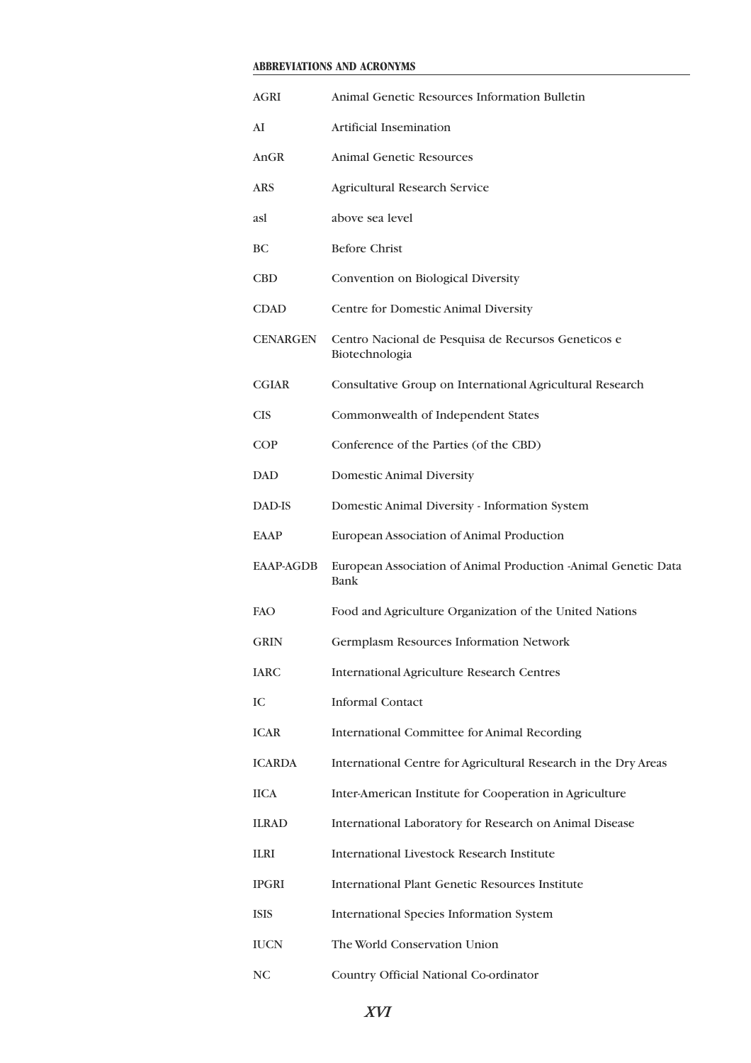## ABBREVIATIONS AND ACRONYMS

| | |
|---|---|
| AGRI | Animal Genetic Resources Information Bulletin |
| AI | Artificial Insemination |
| AnGR | Animal Genetic Resources |
| ARS | Agricultural Research Service |
| asl | above sea level |
| BC | Before Christ |
| CBD | Convention on Biological Diversity |
| CDAD | Centre for Domestic Animal Diversity |
| CENARGEN | Centro Nacional de Pesquisa de Recursos Geneticos e Biotechnologia |
| CGIAR | Consultative Group on International Agricultural Research |
| CIS | Commonwealth of Independent States |
| COP | Conference of the Parties (of the CBD) |
| DAD | Domestic Animal Diversity |
| DAD-IS | Domestic Animal Diversity - Information System |
| EAAP | European Association of Animal Production |
| EAAP-AGDB | European Association of Animal Production -Animal Genetic Data Bank |
| FAO | Food and Agriculture Organization of the United Nations |
| GRIN | Germplasm Resources Information Network |
| IARC | International Agriculture Research Centres |
| IC | Informal Contact |
| ICAR | International Committee for Animal Recording |
| ICARDA | International Centre for Agricultural Research in the Dry Areas |
| IICA | Inter-American Institute for Cooperation in Agriculture |
| ILRAD | International Laboratory for Research on Animal Disease |
| ILRI | International Livestock Research Institute |
| IPGRI | International Plant Genetic Resources Institute |
| ISIS | International Species Information System |
| IUCN | The World Conservation Union |
| NC | Country Official National Co-ordinator |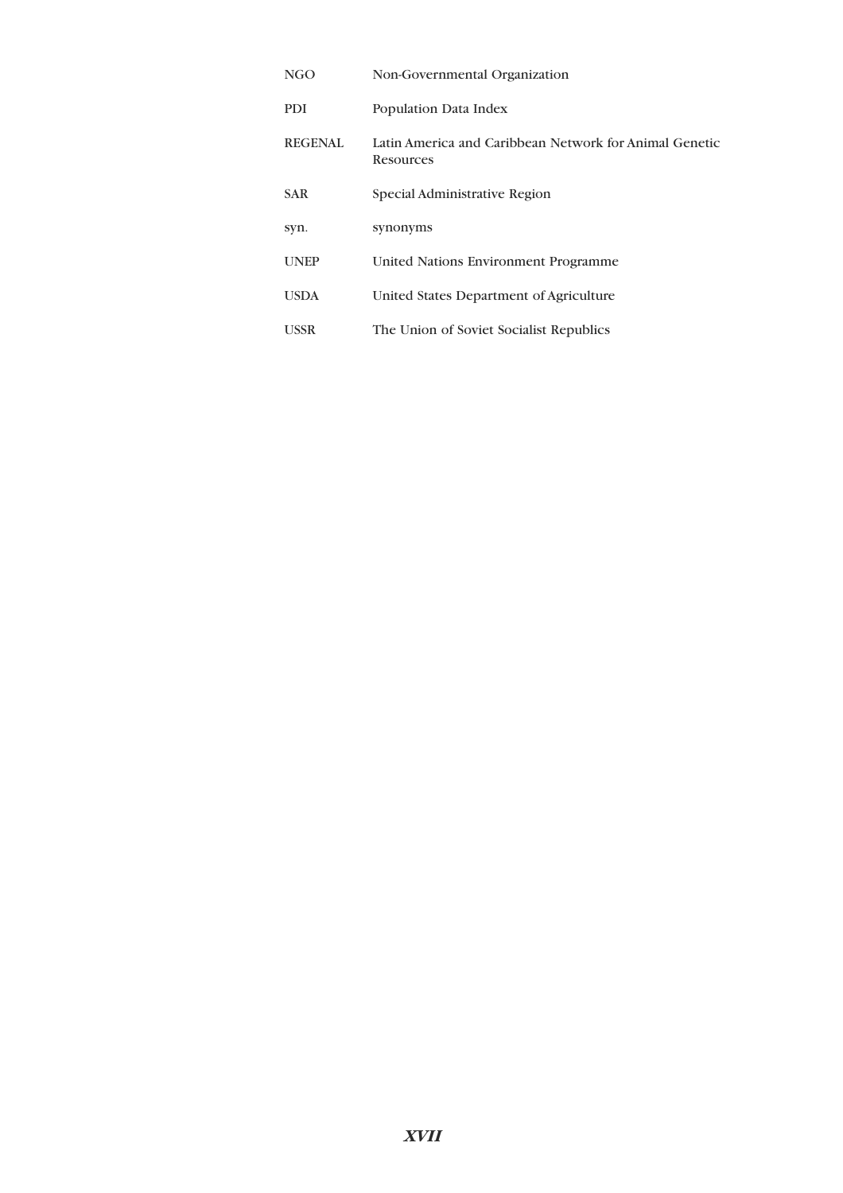| | |
|---|---|
| NGO | Non-Governmental Organization |
| PDI | Population Data Index |
| REGENAL | Latin America and Caribbean Network for Animal Genetic Resources |
| SAR | Special Administrative Region |
| syn. | synonyms |
| UNEP | United Nations Environment Programme |
| USDA | United States Department of Agriculture |
| USSR | The Union of Soviet Socialist Republics |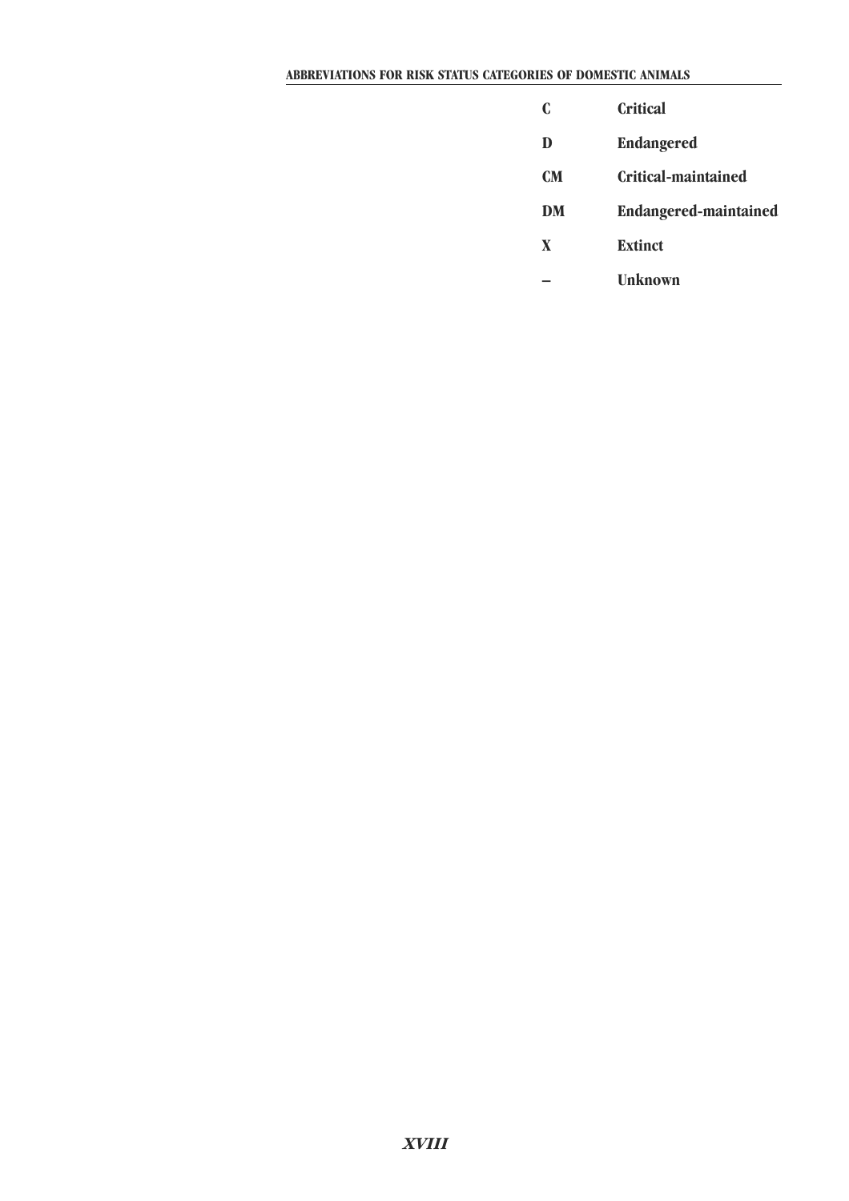#### ABBREVIATIONS FOR RISK STATUS CATEGORIES OF DOMESTIC ANIMALS

| | |
|---|---|
| **C** | **Critical** |
| **D** | **Endangered** |
| **CM** | **Critical-maintained** |
| **DM** | **Endangered-maintained** |
| **X** | **Extinct** |
| **–** | **Unknown** |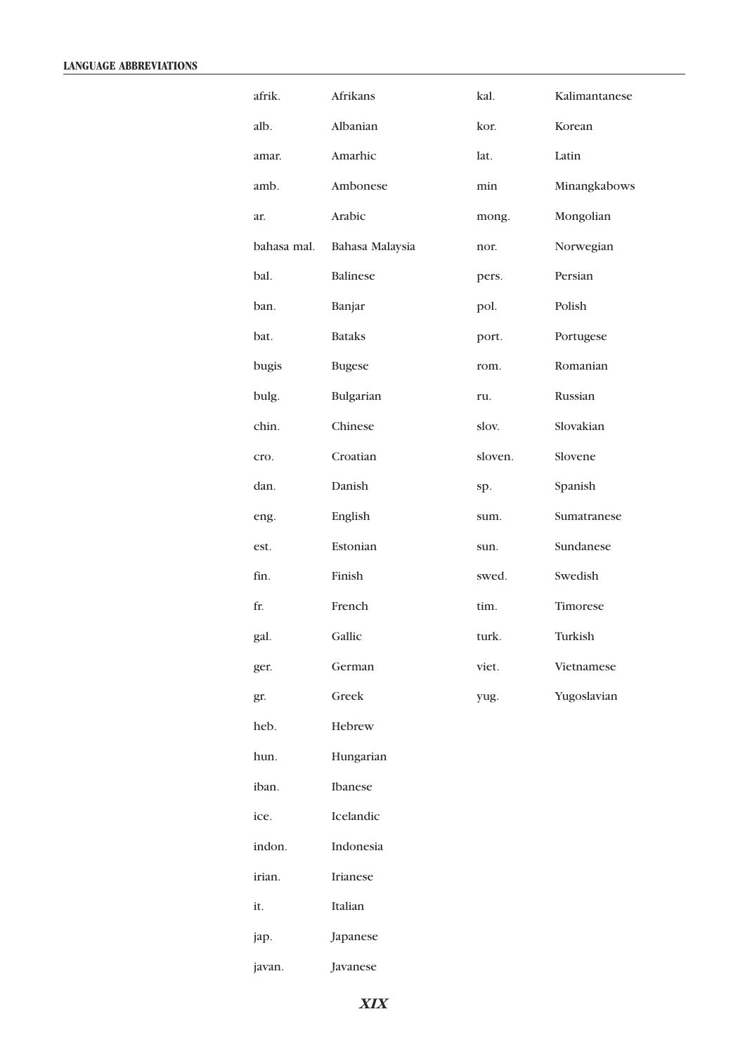## LANGUAGE ABBREVIATIONS

| | |
|---|---|
| afrik. | Afrikans |
| alb. | Albanian |
| amar. | Amarhic |
| amb. | Ambonese |
| ar. | Arabic |
| bahasa mal. | Bahasa Malaysia |
| bal. | Balinese |
| ban. | Banjar |
| bat. | Bataks |
| bugis | Bugese |
| bulg. | Bulgarian |
| chin. | Chinese |
| cro. | Croatian |
| dan. | Danish |
| eng. | English |
| est. | Estonian |
| fin. | Finish |
| fr. | French |
| gal. | Gallic |
| ger. | German |
| gr. | Greek |
| heb. | Hebrew |
| hun. | Hungarian |
| iban. | Ibanese |
| ice. | Icelandic |
| indon. | Indonesia |
| irian. | Irianese |
| it. | Italian |
| jap. | Japanese |
| javan. | Javanese |
| kal. | Kalimantanese |
| kor. | Korean |
| lat. | Latin |
| min | Minangkabows |
| mong. | Mongolian |
| nor. | Norwegian |
| pers. | Persian |
| pol. | Polish |
| port. | Portugese |
| rom. | Romanian |
| ru. | Russian |
| slov. | Slovakian |
| sloven. | Slovene |
| sp. | Spanish |
| sum. | Sumatranese |
| sun. | Sundanese |
| swed. | Swedish |
| tim. | Timorese |
| turk. | Turkish |
| viet. | Vietnamese |
| yug. | Yugoslavian |